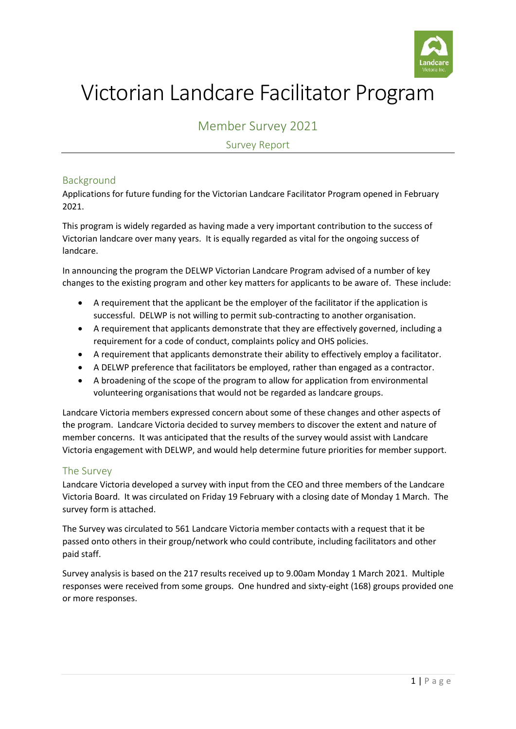# Victorian Landcare Facilitator Program

## Member Survey 2021

### Survey Report

## Background

Applications for future funding for the Victorian Landcare Facilitator Program opened in February 2021.

This program is widely regarded as having made a very important contribution to the success of Victorian landcare over many years. It is equally regarded as vital for the ongoing success of landcare.

In announcing the program the DELWP Victorian Landcare Program advised of a number of key changes to the existing program and other key matters for applicants to be aware of. These include:

- A requirement that the applicant be the employer of the facilitator if the application is successful. DELWP is not willing to permit sub-contracting to another organisation.
- A requirement that applicants demonstrate that they are effectively governed, including a requirement for a code of conduct, complaints policy and OHS policies.
- A requirement that applicants demonstrate their ability to effectively employ a facilitator.
- A DELWP preference that facilitators be employed, rather than engaged as a contractor.
- A broadening of the scope of the program to allow for application from environmental volunteering organisations that would not be regarded as landcare groups.

Landcare Victoria members expressed concern about some of these changes and other aspects of the program. Landcare Victoria decided to survey members to discover the extent and nature of member concerns. It was anticipated that the results of the survey would assist with Landcare Victoria engagement with DELWP, and would help determine future priorities for member support.

## The Survey

Landcare Victoria developed a survey with input from the CEO and three members of the Landcare Victoria Board. It was circulated on Friday 19 February with a closing date of Monday 1 March. The survey form is attached.

The Survey was circulated to 561 Landcare Victoria member contacts with a request that it be passed onto others in their group/network who could contribute, including facilitators and other paid staff.

Survey analysis is based on the 217 results received up to 9.00am Monday 1 March 2021. Multiple responses were received from some groups. One hundred and sixty-eight (168) groups provided one or more responses.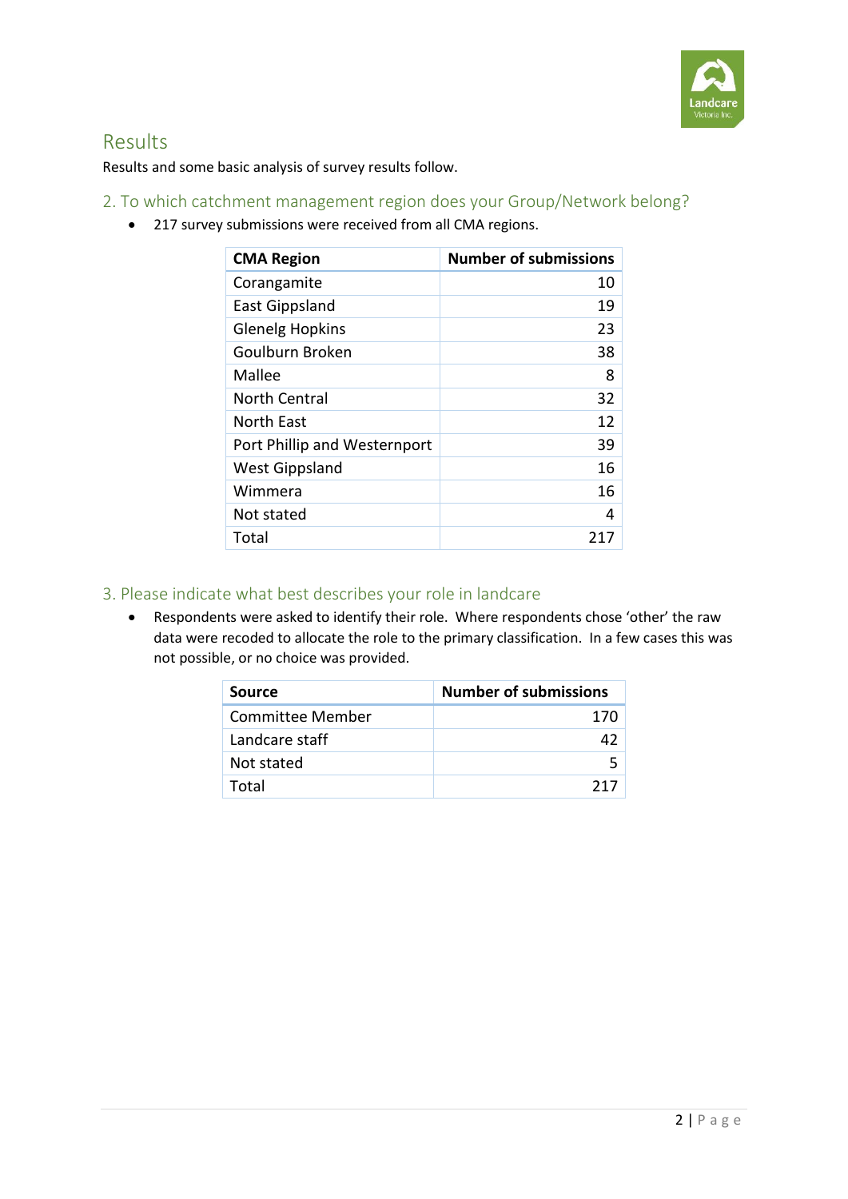## Results

Results and some basic analysis of survey results follow.

### 2. To which catchment management region does your Group/Network belong?

- 217 survey submissions were received from all CMA regions.

| CMA Region | Number of submissions |
|---|---:|
| Corangamite | 10 |
| East Gippsland | 19 |
| Glenelg Hopkins | 23 |
| Goulburn Broken | 38 |
| Mallee | 8 |
| North Central | 32 |
| North East | 12 |
| Port Phillip and Westernport | 39 |
| West Gippsland | 16 |
| Wimmera | 16 |
| Not stated | 4 |
| Total | 217 |

### 3. Please indicate what best describes your role in landcare

- Respondents were asked to identify their role. Where respondents chose 'other' the raw data were recoded to allocate the role to the primary classification. In a few cases this was not possible, or no choice was provided.

| Source | Number of submissions |
|---|---:|
| Committee Member | 170 |
| Landcare staff | 42 |
| Not stated | 5 |
| Total | 217 |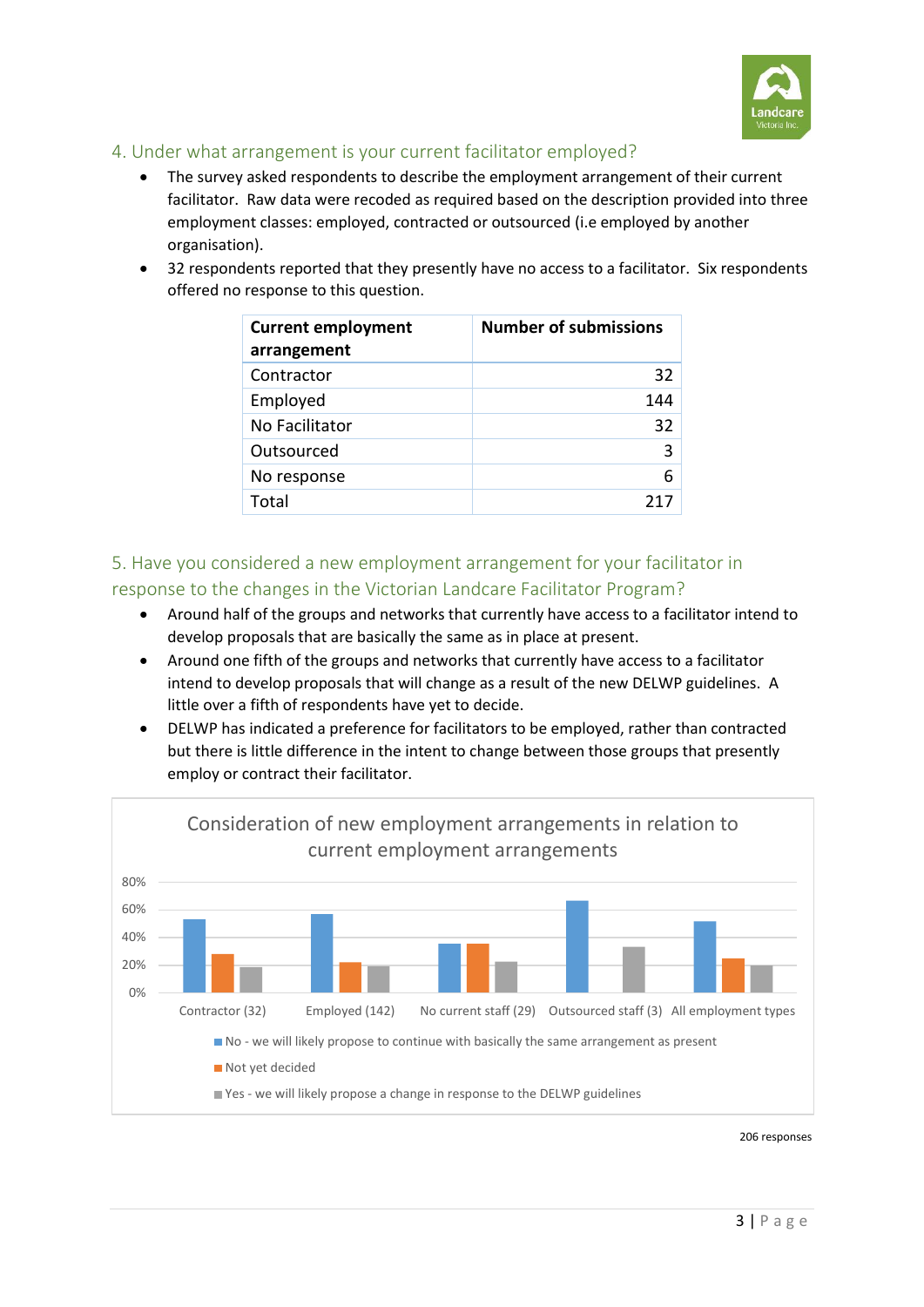## 4. Under what arrangement is your current facilitator employed?

- The survey asked respondents to describe the employment arrangement of their current facilitator. Raw data were recoded as required based on the description provided into three employment classes: employed, contracted or outsourced (i.e employed by another organisation).
- 32 respondents reported that they presently have no access to a facilitator. Six respondents offered no response to this question.

| Current employment arrangement | Number of submissions |
|---|---:|
| Contractor | 32 |
| Employed | 144 |
| No Facilitator | 32 |
| Outsourced | 3 |
| No response | 6 |
| Total | 217 |

## 5. Have you considered a new employment arrangement for your facilitator in response to the changes in the Victorian Landcare Facilitator Program?

- Around half of the groups and networks that currently have access to a facilitator intend to develop proposals that are basically the same as in place at present.
- Around one fifth of the groups and networks that currently have access to a facilitator intend to develop proposals that will change as a result of the new DELWP guidelines. A little over a fifth of respondents have yet to decide.
- DELWP has indicated a preference for facilitators to be employed, rather than contracted but there is little difference in the intent to change between those groups that presently employ or contract their facilitator.

Consideration of new employment arrangements in relation to current employment arrangements

Categories: Contractor (32), Employed (142), No current staff (29), Outsourced staff (3), All employment types

- No - we will likely propose to continue with basically the same arrangement as present
- Not yet decided
- Yes - we will likely propose a change in response to the DELWP guidelines

206 responses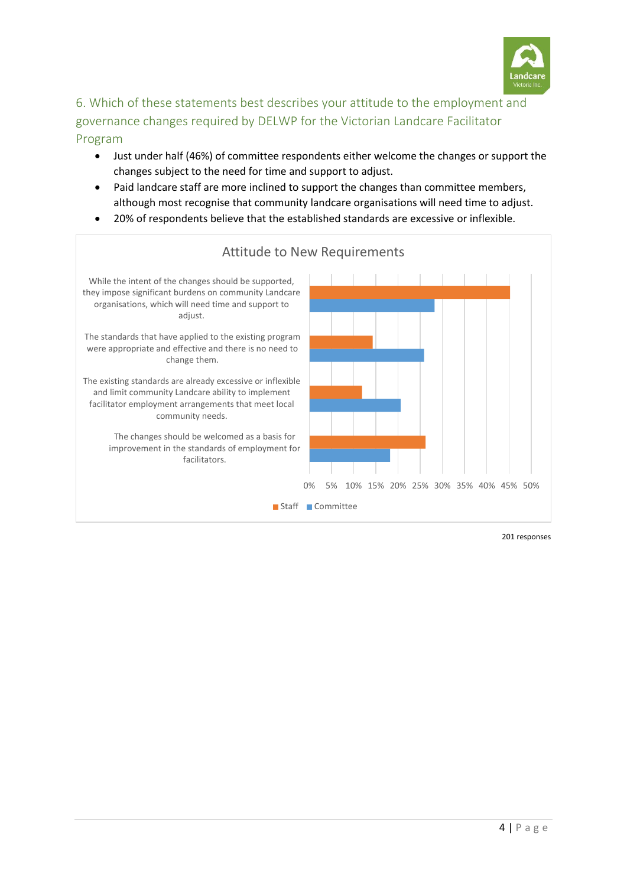## 6. Which of these statements best describes your attitude to the employment and governance changes required by DELWP for the Victorian Landcare Facilitator Program

- Just under half (46%) of committee respondents either welcome the changes or support the changes subject to the need for time and support to adjust.
- Paid landcare staff are more inclined to support the changes than committee members, although most recognise that community landcare organisations will need time to adjust.
- 20% of respondents believe that the established standards are excessive or inflexible.

**Attitude to New Requirements**

| Statement | Staff | Committee |
|---|---|---|
| While the intent of the changes should be supported, they impose significant burdens on community Landcare organisations, which will need time and support to adjust. | ~45% | ~28% |
| The standards that have applied to the existing program were appropriate and effective and there is no need to change them. | ~14% | ~26% |
| The existing standards are already excessive or inflexible and limit community Landcare ability to implement facilitator employment arrangements that meet local community needs. | ~12% | ~21% |
| The changes should be welcomed as a basis for improvement in the standards of employment for facilitators. | ~26% | ~18% |

201 responses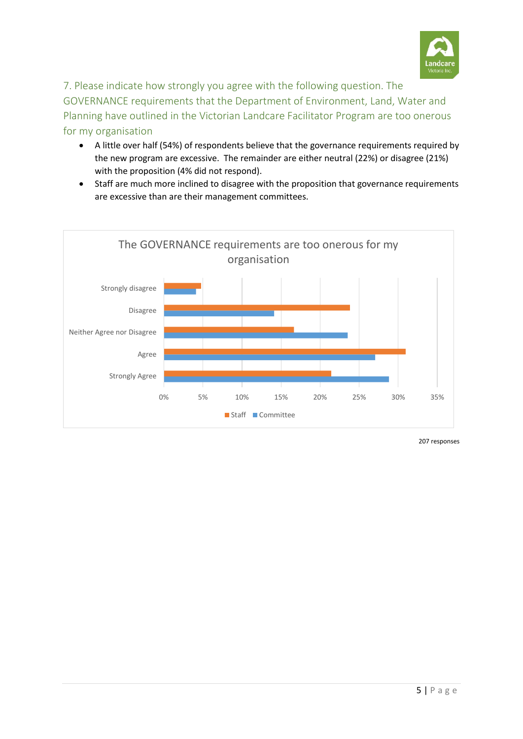## 7. Please indicate how strongly you agree with the following question. The GOVERNANCE requirements that the Department of Environment, Land, Water and Planning have outlined in the Victorian Landcare Facilitator Program are too onerous for my organisation

- A little over half (54%) of respondents believe that the governance requirements required by the new program are excessive. The remainder are either neutral (22%) or disagree (21%) with the proposition (4% did not respond).
- Staff are much more inclined to disagree with the proposition that governance requirements are excessive than are their management committees.

The GOVERNANCE requirements are too onerous for my organisation

| | Staff | Committee |
|---|---|---|
| Strongly disagree | ~5% | ~4% |
| Disagree | ~24% | ~14% |
| Neither Agree nor Disagree | ~17% | ~24% |
| Agree | ~31% | ~27% |
| Strongly Agree | ~21% | ~29% |

207 responses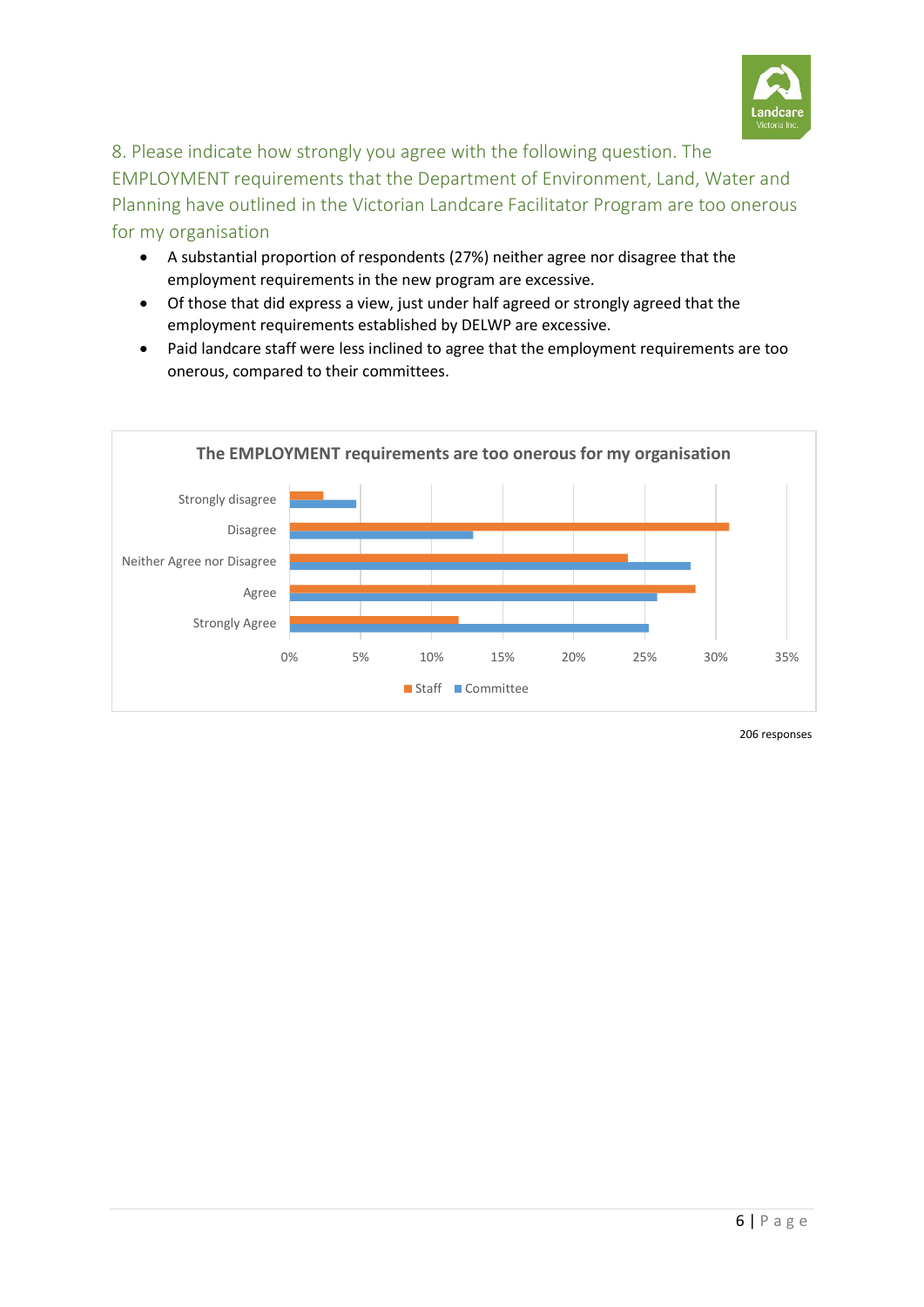## 8. Please indicate how strongly you agree with the following question. The EMPLOYMENT requirements that the Department of Environment, Land, Water and Planning have outlined in the Victorian Landcare Facilitator Program are too onerous for my organisation

- A substantial proportion of respondents (27%) neither agree nor disagree that the employment requirements in the new program are excessive.
- Of those that did express a view, just under half agreed or strongly agreed that the employment requirements established by DELWP are excessive.
- Paid landcare staff were less inclined to agree that the employment requirements are too onerous, compared to their committees.

**The EMPLOYMENT requirements are too onerous for my organisation**

| Response | Staff | Committee |
|---|---|---|
| Strongly disagree | ~2% | ~5% |
| Disagree | ~31% | ~13% |
| Neither Agree nor Disagree | ~24% | ~28% |
| Agree | ~29% | ~26% |
| Strongly Agree | ~12% | ~25% |

206 responses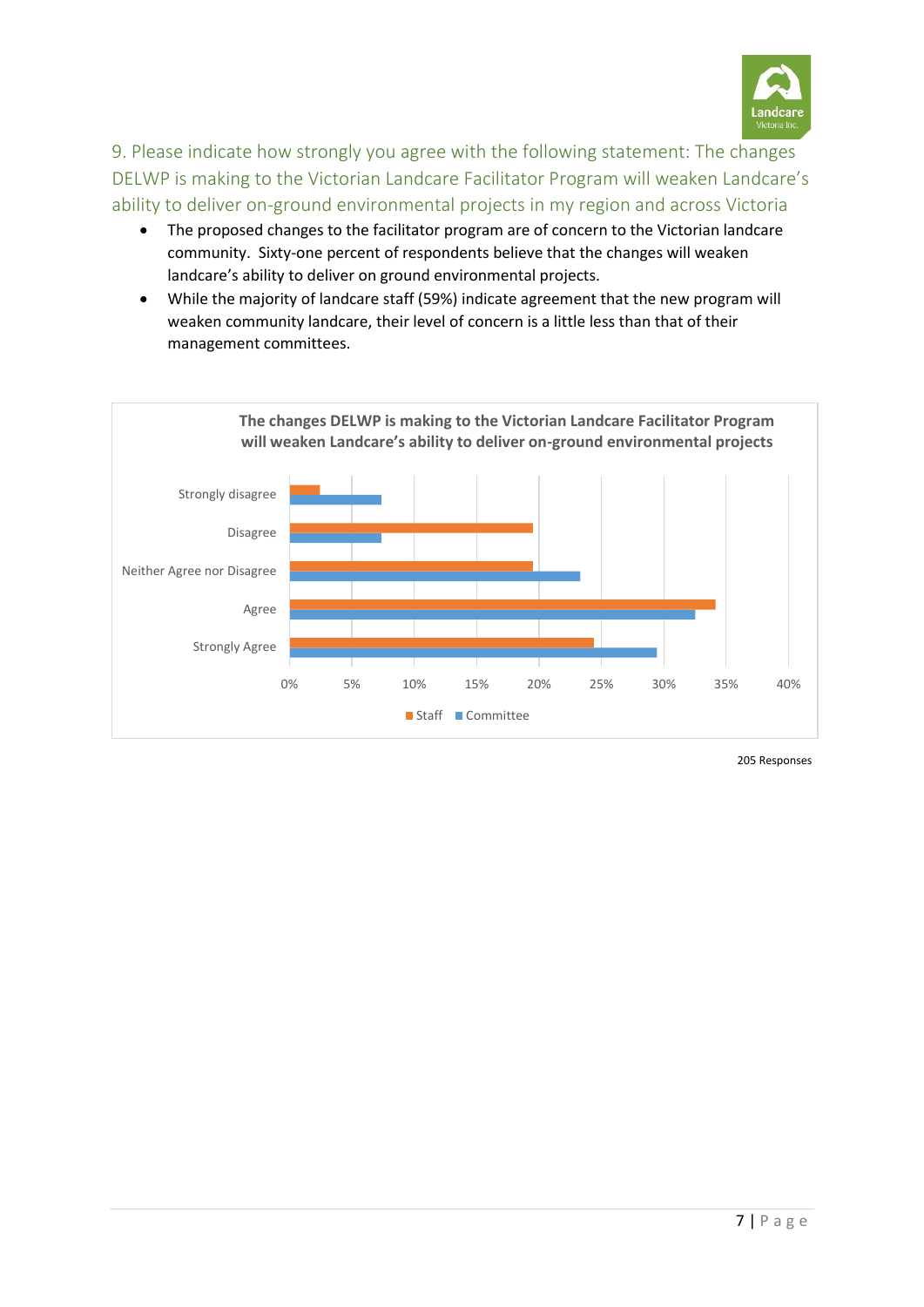## 9. Please indicate how strongly you agree with the following statement: The changes DELWP is making to the Victorian Landcare Facilitator Program will weaken Landcare's ability to deliver on-ground environmental projects in my region and across Victoria

- The proposed changes to the facilitator program are of concern to the Victorian landcare community. Sixty-one percent of respondents believe that the changes will weaken landcare's ability to deliver on ground environmental projects.
- While the majority of landcare staff (59%) indicate agreement that the new program will weaken community landcare, their level of concern is a little less than that of their management committees.

**The changes DELWP is making to the Victorian Landcare Facilitator Program will weaken Landcare's ability to deliver on-ground environmental projects**

| | Staff | Committee |
|---|---|---|
| Strongly disagree | ~2.5% | ~7.5% |
| Disagree | ~19.5% | ~7.5% |
| Neither Agree nor Disagree | ~19.5% | ~23.5% |
| Agree | ~34% | ~32.5% |
| Strongly Agree | ~24.5% | ~29.5% |

205 Responses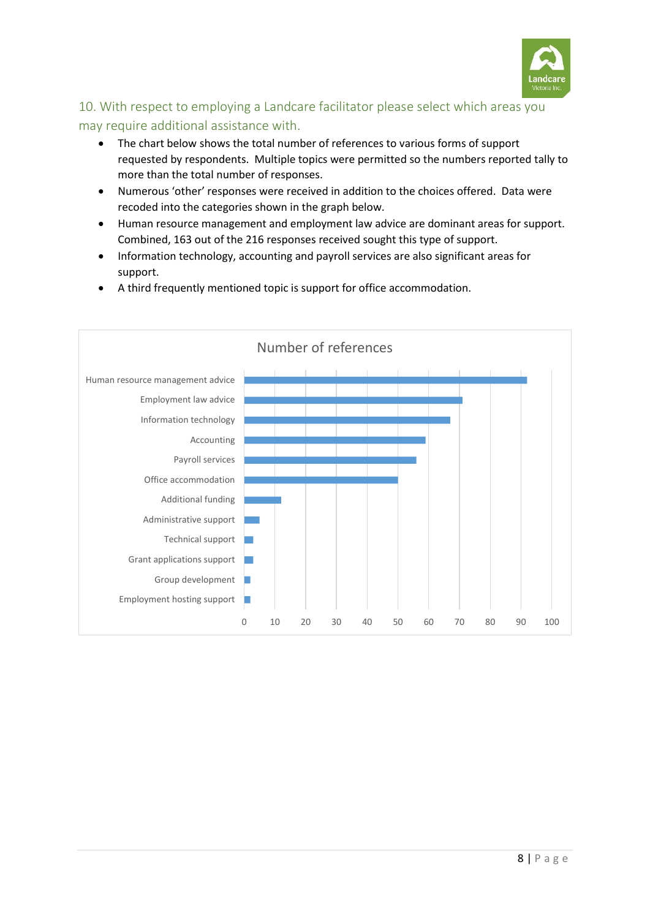## 10. With respect to employing a Landcare facilitator please select which areas you may require additional assistance with.

- The chart below shows the total number of references to various forms of support requested by respondents. Multiple topics were permitted so the numbers reported tally to more than the total number of responses.
- Numerous 'other' responses were received in addition to the choices offered. Data were recoded into the categories shown in the graph below.
- Human resource management and employment law advice are dominant areas for support. Combined, 163 out of the 216 responses received sought this type of support.
- Information technology, accounting and payroll services are also significant areas for support.
- A third frequently mentioned topic is support for office accommodation.

Number of references

| Area | Number of references |
|---|---|
| Human resource management advice | 92 |
| Employment law advice | 71 |
| Information technology | 67 |
| Accounting | 59 |
| Payroll services | 56 |
| Office accommodation | 50 |
| Additional funding | 12 |
| Administrative support | 5 |
| Technical support | 3 |
| Grant applications support | 3 |
| Group development | 2 |
| Employment hosting support | 2 |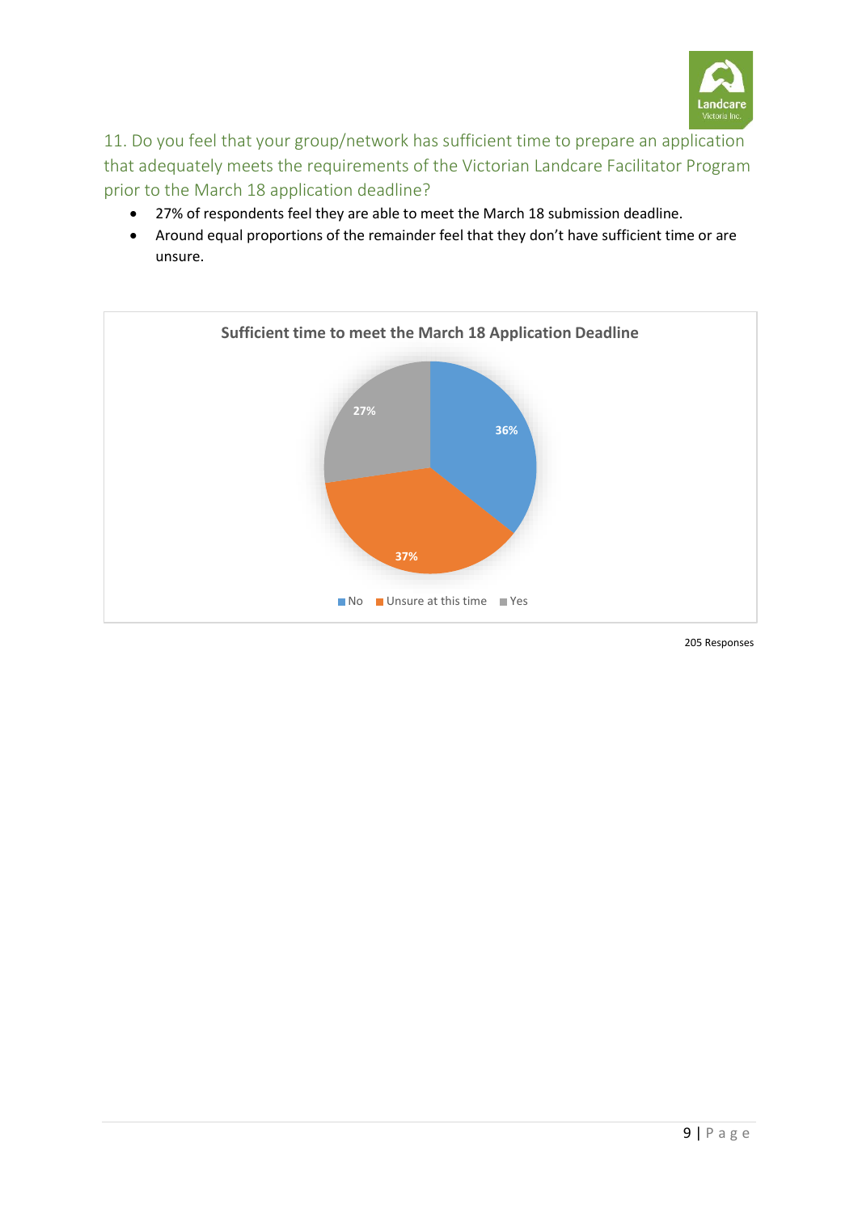## 11. Do you feel that your group/network has sufficient time to prepare an application that adequately meets the requirements of the Victorian Landcare Facilitator Program prior to the March 18 application deadline?

- 27% of respondents feel they are able to meet the March 18 submission deadline.
- Around equal proportions of the remainder feel that they don't have sufficient time or are unsure.

**Sufficient time to meet the March 18 Application Deadline**

| Response | Percentage |
| --- | --- |
| No | 36% |
| Unsure at this time | 37% |
| Yes | 27% |

205 Responses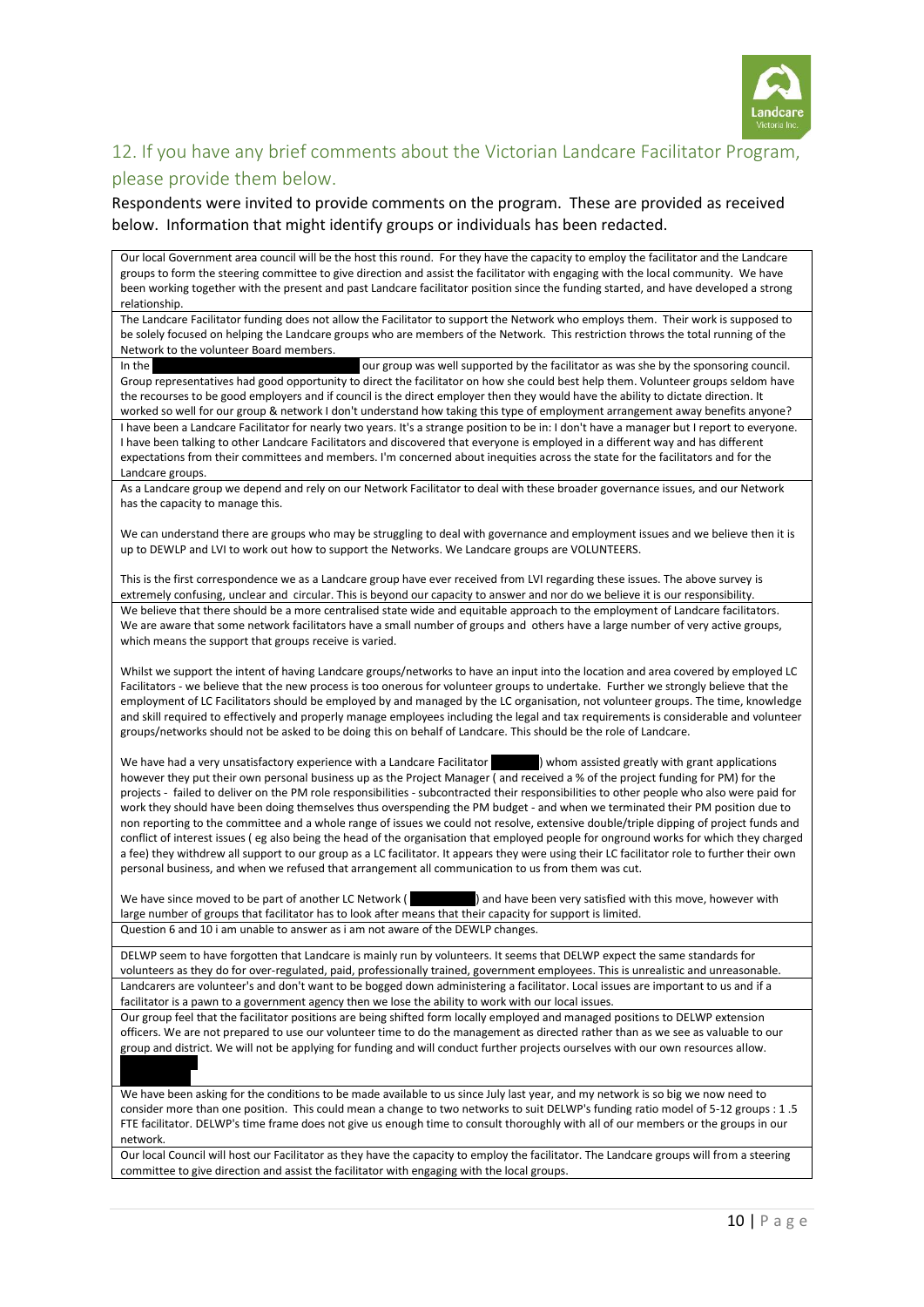## 12. If you have any brief comments about the Victorian Landcare Facilitator Program, please provide them below.

Respondents were invited to provide comments on the program. These are provided as received below. Information that might identify groups or individuals has been redacted.

| |
|---|
| Our local Government area council will be the host this round. For they have the capacity to employ the facilitator and the Landcare groups to form the steering committee to give direction and assist the facilitator with engaging with the local community. We have been working together with the present and past Landcare facilitator position since the funding started, and have developed a strong relationship. |
| The Landcare Facilitator funding does not allow the Facilitator to support the Network who employs them. Their work is supposed to be solely focused on helping the Landcare groups who are members of the Network. This restriction throws the total running of the Network to the volunteer Board members. |
| In the [redacted] our group was well supported by the facilitator as was she by the sponsoring council. Group representatives had good opportunity to direct the facilitator on how she could best help them. Volunteer groups seldom have the recourses to be good employers and if council is the direct employer then they would have the ability to dictate direction. It worked so well for our group & network I don't understand how taking this type of employment arrangement away benefits anyone? |
| I have been a Landcare Facilitator for nearly two years. It's a strange position to be in: I don't have a manager but I report to everyone. I have been talking to other Landcare Facilitators and discovered that everyone is employed in a different way and has different expectations from their committees and members. I'm concerned about inequities across the state for the facilitators and for the Landcare groups. |
| As a Landcare group we depend and rely on our Network Facilitator to deal with these broader governance issues, and our Network has the capacity to manage this.<br><br>We can understand there are groups who may be struggling to deal with governance and employment issues and we believe then it is up to DEWLP and LVI to work out how to support the Networks. We Landcare groups are VOLUNTEERS.<br><br>This is the first correspondence we as a Landcare group have ever received from LVI regarding these issues. The above survey is extremely confusing, unclear and circular. This is beyond our capacity to answer and nor do we believe it is our responsibility. |
| We believe that there should be a more centralised state wide and equitable approach to the employment of Landcare facilitators. We are aware that some network facilitators have a small number of groups and others have a large number of very active groups, which means the support that groups receive is varied.<br><br>Whilst we support the intent of having Landcare groups/networks to have an input into the location and area covered by employed LC Facilitators - we believe that the new process is too onerous for volunteer groups to undertake. Further we strongly believe that the employment of LC Facilitators should be employed by and managed by the LC organisation, not volunteer groups. The time, knowledge and skill required to effectively and properly manage employees including the legal and tax requirements is considerable and volunteer groups/networks should not be asked to be doing this on behalf of Landcare. This should be the role of Landcare.<br><br>We have had a very unsatisfactory experience with a Landcare Facilitator [redacted]) whom assisted greatly with grant applications however they put their own personal business up as the Project Manager ( and received a % of the project funding for PM) for the projects - failed to deliver on the PM role responsibilities - subcontracted their responsibilities to other people who also were paid for work they should have been doing themselves thus overspending the PM budget - and when we terminated their PM position due to non reporting to the committee and a whole range of issues we could not resolve, extensive double/triple dipping of project funds and conflict of interest issues ( eg also being the head of the organisation that employed people for onground works for which they charged a fee) they withdrew all support to our group as a LC facilitator. It appears they were using their LC facilitator role to further their own personal business, and when we refused that arrangement all communication to us from them was cut.<br><br>We have since moved to be part of another LC Network ( [redacted] ) and have been very satisfied with this move, however with large number of groups that facilitator has to look after means that their capacity for support is limited. |
| Question 6 and 10 i am unable to answer as i am not aware of the DEWLP changes. |
| DELWP seem to have forgotten that Landcare is mainly run by volunteers. It seems that DELWP expect the same standards for volunteers as they do for over-regulated, paid, professionally trained, government employees. This is unrealistic and unreasonable. |
| Landcarers are volunteer's and don't want to be bogged down administering a facilitator. Local issues are important to us and if a facilitator is a pawn to a government agency then we lose the ability to work with our local issues. |
| Our group feel that the facilitator positions are being shifted form locally employed and managed positions to DELWP extension officers. We are not prepared to use our volunteer time to do the management as directed rather than as we see as valuable to our group and district. We will not be applying for funding and will conduct further projects ourselves with our own resources allow.<br><br>[redacted] |
| We have been asking for the conditions to be made available to us since July last year, and my network is so big we now need to consider more than one position. This could mean a change to two networks to suit DELWP's funding ratio model of 5-12 groups : 1 .5 FTE facilitator. DELWP's time frame does not give us enough time to consult thoroughly with all of our members or the groups in our network. |
| Our local Council will host our Facilitator as they have the capacity to employ the facilitator. The Landcare groups will from a steering committee to give direction and assist the facilitator with engaging with the local groups. |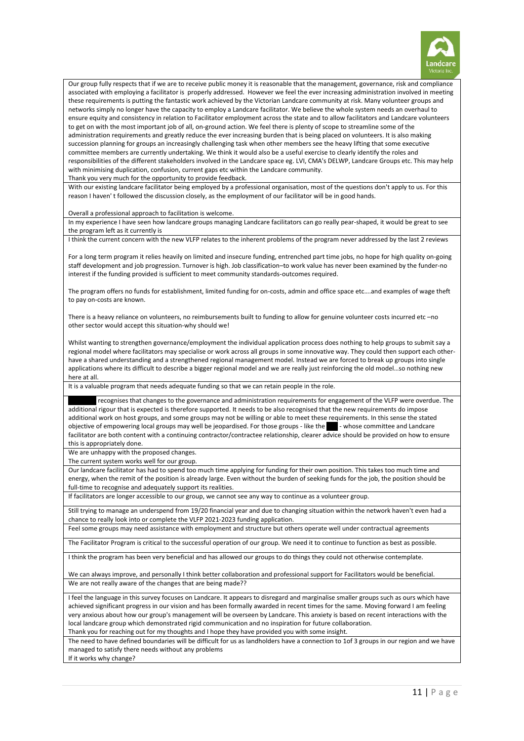| |
|---|
| Our group fully respects that if we are to receive public money it is reasonable that the management, governance, risk and compliance associated with employing a facilitator is properly addressed. However we feel the ever increasing administration involved in meeting these requirements is putting the fantastic work achieved by the Victorian Landcare community at risk. Many volunteer groups and networks simply no longer have the capacity to employ a Landcare facilitator. We believe the whole system needs an overhaul to ensure equity and consistency in relation to Facilitator employment across the state and to allow facilitators and Landcare volunteers to get on with the most important job of all, on-ground action. We feel there is plenty of scope to streamline some of the administration requirements and greatly reduce the ever increasing burden that is being placed on volunteers. It is also making succession planning for groups an increasingly challenging task when other members see the heavy lifting that some executive committee members are currently undertaking. We think it would also be a useful exercise to clearly identify the roles and responsibilities of the different stakeholders involved in the Landcare space eg. LVI, CMA's DELWP, Landcare Groups etc. This may help with minimising duplication, confusion, current gaps etc within the Landcare community.<br>Thank you very much for the opportunity to provide feedback. |
| With our existing landcare facilitator being employed by a professional organisation, most of the questions don't apply to us. For this reason I haven' t followed the discussion closely, as the employment of our facilitator will be in good hands.<br><br>Overall a professional approach to facilitation is welcome. |
| In my experience I have seen how landcare groups managing Landcare facilitators can go really pear-shaped, it would be great to see the program left as it currently is |
| I think the current concern with the new VLFP relates to the inherent problems of the program never addressed by the last 2 reviews<br><br>For a long term program it relies heavily on limited and insecure funding, entrenched part time jobs, no hope for high quality on-going staff development and job progression. Turnover is high. Job classification–to work value has never been examined by the funder-no interest if the funding provided is sufficient to meet community standards-outcomes required.<br><br>The program offers no funds for establishment, limited funding for on-costs, admin and office space etc….and examples of wage theft to pay on-costs are known.<br><br>There is a heavy reliance on volunteers, no reimbursements built to funding to allow for genuine volunteer costs incurred etc –no other sector would accept this situation-why should we!<br><br>Whilst wanting to strengthen governance/employment the individual application process does nothing to help groups to submit say a regional model where facilitators may specialise or work across all groups in some innovative way. They could then support each other-have a shared understanding and a strengthened regional management model. Instead we are forced to break up groups into single applications where its difficult to describe a bigger regional model and we are really just reinforcing the old model…so nothing new here at all. |
| It is a valuable program that needs adequate funding so that we can retain people in the role. |
| recognises that changes to the governance and administration requirements for engagement of the VLFP were overdue. The additional rigour that is expected is therefore supported. It needs to be also recognised that the new requirements do impose additional work on host groups, and some groups may not be willing or able to meet these requirements. In this sense the stated objective of empowering local groups may well be jeopardised. For those groups - like the - whose committee and Landcare facilitator are both content with a continuing contractor/contractee relationship, clearer advice should be provided on how to ensure this is appropriately done. |
| We are unhappy with the proposed changes.<br>The current system works well for our group. |
| Our landcare facilitator has had to spend too much time applying for funding for their own position. This takes too much time and energy, when the remit of the position is already large. Even without the burden of seeking funds for the job, the position should be full-time to recognise and adequately support its realities. |
| If facilitators are longer accessible to our group, we cannot see any way to continue as a volunteer group. |
| Still trying to manage an underspend from 19/20 financial year and due to changing situation within the network haven't even had a chance to really look into or complete the VLFP 2021-2023 funding application. |
| Feel some groups may need assistance with employment and structure but others operate well under contractual agreements |
| The Facilitator Program is critical to the successful operation of our group. We need it to continue to function as best as possible. |
| I think the program has been very beneficial and has allowed our groups to do things they could not otherwise contemplate.<br><br>We can always improve, and personally I think better collaboration and professional support for Facilitators would be beneficial. |
| We are not really aware of the changes that are being made?? |
| I feel the language in this survey focuses on Landcare. It appears to disregard and marginalise smaller groups such as ours which have achieved significant progress in our vision and has been formally awarded in recent times for the same. Moving forward I am feeling very anxious about how our group's management will be overseen by Landcare. This anxiety is based on recent interactions with the local landcare group which demonstrated rigid communication and no inspiration for future collaboration.<br>Thank you for reaching out for my thoughts and I hope they have provided you with some insight. |
| The need to have defined boundaries will be difficult for us as landholders have a connection to 1of 3 groups in our region and we have managed to satisfy there needs without any problems<br>If it works why change? |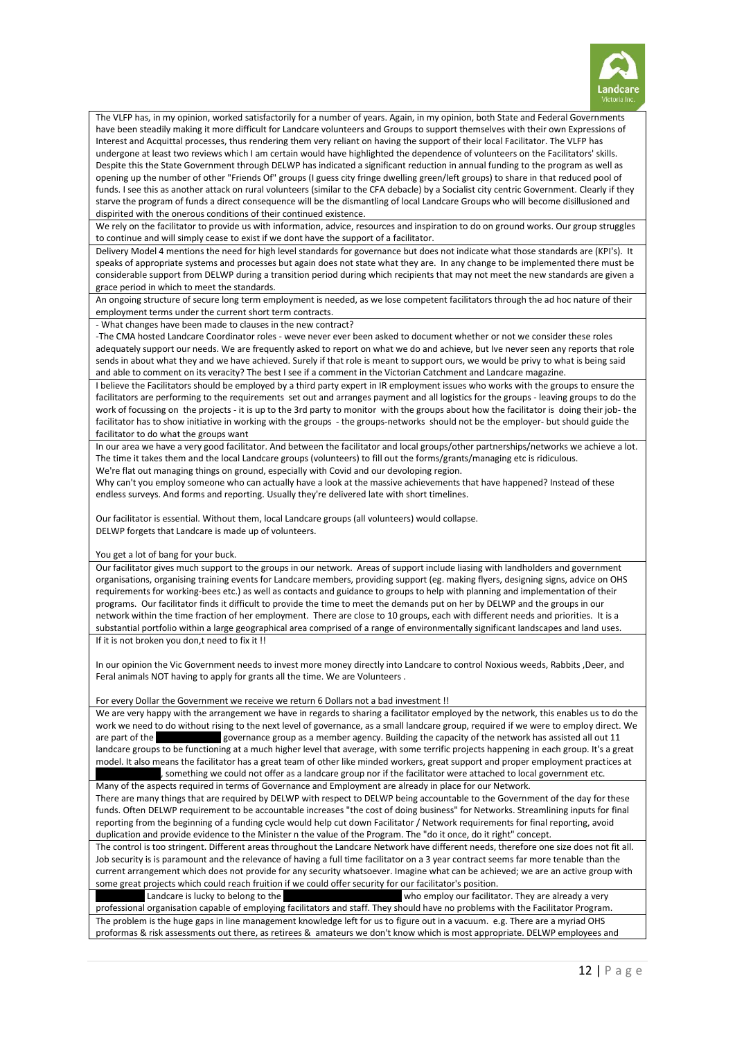| |
|---|
| The VLFP has, in my opinion, worked satisfactorily for a number of years. Again, in my opinion, both State and Federal Governments have been steadily making it more difficult for Landcare volunteers and Groups to support themselves with their own Expressions of Interest and Acquittal processes, thus rendering them very reliant on having the support of their local Facilitator. The VLFP has undergone at least two reviews which I am certain would have highlighted the dependence of volunteers on the Facilitators' skills. Despite this the State Government through DELWP has indicated a significant reduction in annual funding to the program as well as opening up the number of other "Friends Of" groups (I guess city fringe dwelling green/left groups) to share in that reduced pool of funds. I see this as another attack on rural volunteers (similar to the CFA debacle) by a Socialist city centric Government. Clearly if they starve the program of funds a direct consequence will be the dismantling of local Landcare Groups who will become disillusioned and dispirited with the onerous conditions of their continued existence. |
| We rely on the facilitator to provide us with information, advice, resources and inspiration to do on ground works. Our group struggles to continue and will simply cease to exist if we dont have the support of a facilitator. |
| Delivery Model 4 mentions the need for high level standards for governance but does not indicate what those standards are (KPI's). It speaks of appropriate systems and processes but again does not state what they are. In any change to be implemented there must be considerable support from DELWP during a transition period during which recipients that may not meet the new standards are given a grace period in which to meet the standards. |
| An ongoing structure of secure long term employment is needed, as we lose competent facilitators through the ad hoc nature of their employment terms under the current short term contracts. |
| - What changes have been made to clauses in the new contract?<br>-The CMA hosted Landcare Coordinator roles - weve never ever been asked to document whether or not we consider these roles adequately support our needs. We are frequently asked to report on what we do and achieve, but Ive never seen any reports that role sends in about what they and we have achieved. Surely if that role is meant to support ours, we would be privy to what is being said and able to comment on its veracity? The best I see if a comment in the Victorian Catchment and Landcare magazine. |
| I believe the Facilitators should be employed by a third party expert in IR employment issues who works with the groups to ensure the facilitators are performing to the requirements set out and arranges payment and all logistics for the groups - leaving groups to do the work of focussing on the projects - it is up to the 3rd party to monitor with the groups about how the facilitator is doing their job- the facilitator has to show initiative in working with the groups - the groups-networks should not be the employer- but should guide the facilitator to do what the groups want |
| In our area we have a very good facilitator. And between the facilitator and local groups/other partnerships/networks we achieve a lot. The time it takes them and the local Landcare groups (volunteers) to fill out the forms/grants/managing etc is ridiculous.<br>We're flat out managing things on ground, especially with Covid and our devoloping region.<br>Why can't you employ someone who can actually have a look at the massive achievements that have happened? Instead of these endless surveys. And forms and reporting. Usually they're delivered late with short timelines.<br><br>Our facilitator is essential. Without them, local Landcare groups (all volunteers) would collapse.<br>DELWP forgets that Landcare is made up of volunteers.<br><br>You get a lot of bang for your buck. |
| Our facilitator gives much support to the groups in our network. Areas of support include liasing with landholders and government organisations, organising training events for Landcare members, providing support (eg. making flyers, designing signs, advice on OHS requirements for working-bees etc.) as well as contacts and guidance to groups to help with planning and implementation of their programs. Our facilitator finds it difficult to provide the time to meet the demands put on her by DELWP and the groups in our network within the time fraction of her employment. There are close to 10 groups, each with different needs and priorities. It is a substantial portfolio within a large geographical area comprised of a range of environmentally significant landscapes and land uses. |
| If it is not broken you don,t need to fix it !!<br><br>In our opinion the Vic Government needs to invest more money directly into Landcare to control Noxious weeds, Rabbits ,Deer, and Feral animals NOT having to apply for grants all the time. We are Volunteers .<br><br>For every Dollar the Government we receive we return 6 Dollars not a bad investment !! |
| We are very happy with the arrangement we have in regards to sharing a facilitator employed by the network, this enables us to do the work we need to do without rising to the next level of governance, as a small landcare group, required if we were to employ direct. We are part of the [redacted] governance group as a member agency. Building the capacity of the network has assisted all out 11 landcare groups to be functioning at a much higher level that average, with some terrific projects happening in each group. It's a great model. It also means the facilitator has a great team of other like minded workers, great support and proper employment practices at [redacted], something we could not offer as a landcare group nor if the facilitator were attached to local government etc. |
| Many of the aspects required in terms of Governance and Employment are already in place for our Network.<br>There are many things that are required by DELWP with respect to DELWP being accountable to the Government of the day for these funds. Often DELWP requirement to be accountable increases "the cost of doing business" for Networks. Streamlining inputs for final reporting from the beginning of a funding cycle would help cut down Facilitator / Network requirements for final reporting, avoid duplication and provide evidence to the Minister n the value of the Program. The "do it once, do it right" concept. |
| The control is too stringent. Different areas throughout the Landcare Network have different needs, therefore one size does not fit all. Job security is is paramount and the relevance of having a full time facilitator on a 3 year contract seems far more tenable than the current arrangement which does not provide for any security whatsoever. Imagine what can be achieved; we are an active group with some great projects which could reach fruition if we could offer security for our facilitator's position. |
| [redacted] Landcare is lucky to belong to the [redacted] who employ our facilitator. They are already a very professional organisation capable of employing facilitators and staff. They should have no problems with the Facilitator Program. |
| The problem is the huge gaps in line management knowledge left for us to figure out in a vacuum. e.g. There are a myriad OHS proformas & risk assessments out there, as retirees & amateurs we don't know which is most appropriate. DELWP employees and |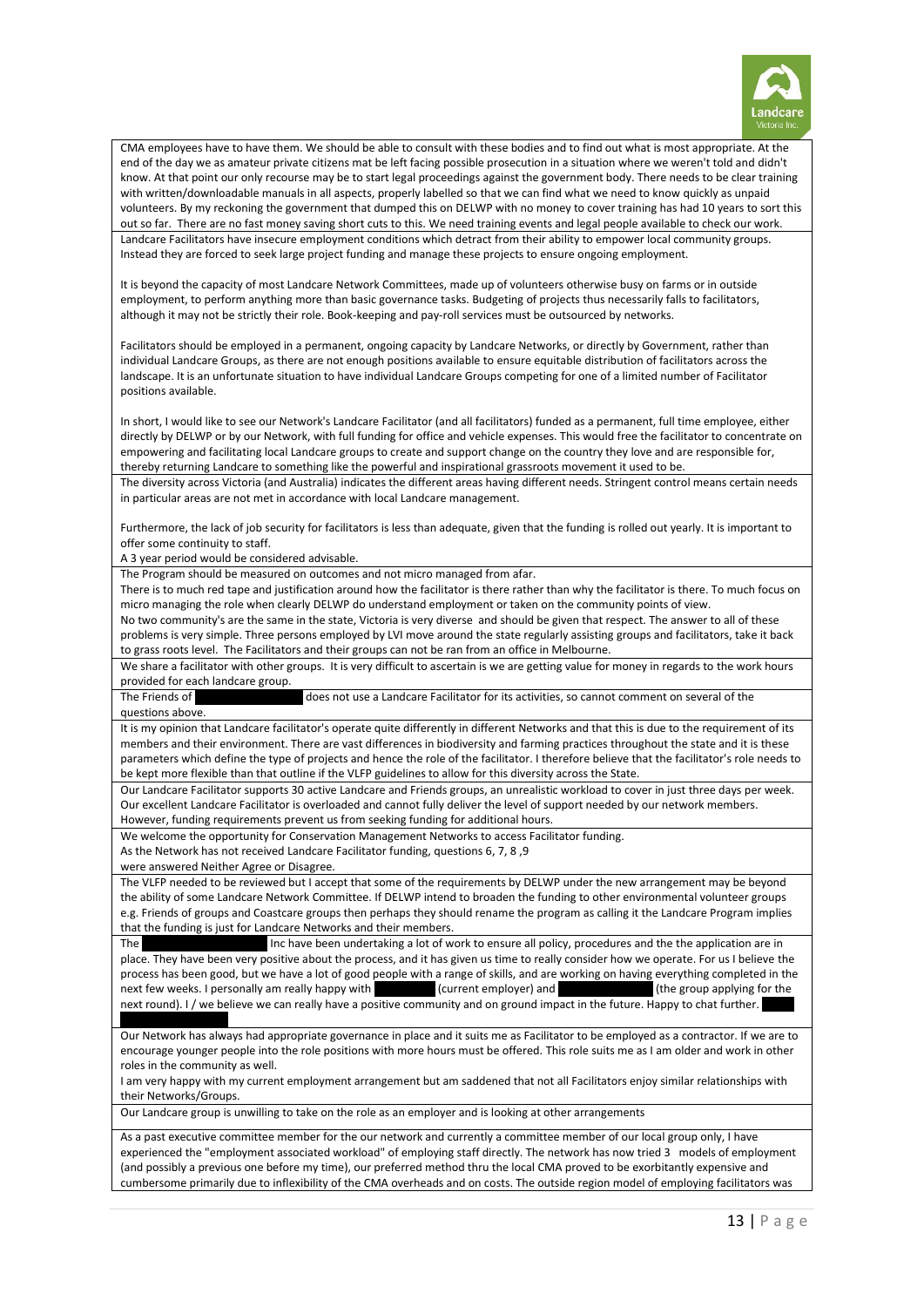| |
|---|
| CMA employees have to have them. We should be able to consult with these bodies and to find out what is most appropriate. At the end of the day we as amateur private citizens mat be left facing possible prosecution in a situation where we weren't told and didn't know. At that point our only recourse may be to start legal proceedings against the government body. There needs to be clear training with written/downloadable manuals in all aspects, properly labelled so that we can find what we need to know quickly as unpaid volunteers. By my reckoning the government that dumped this on DELWP with no money to cover training has had 10 years to sort this out so far. There are no fast money saving short cuts to this. We need training events and legal people available to check our work. |
| Landcare Facilitators have insecure employment conditions which detract from their ability to empower local community groups. Instead they are forced to seek large project funding and manage these projects to ensure ongoing employment.<br><br>It is beyond the capacity of most Landcare Network Committees, made up of volunteers otherwise busy on farms or in outside employment, to perform anything more than basic governance tasks. Budgeting of projects thus necessarily falls to facilitators, although it may not be strictly their role. Book-keeping and pay-roll services must be outsourced by networks.<br><br>Facilitators should be employed in a permanent, ongoing capacity by Landcare Networks, or directly by Government, rather than individual Landcare Groups, as there are not enough positions available to ensure equitable distribution of facilitators across the landscape. It is an unfortunate situation to have individual Landcare Groups competing for one of a limited number of Facilitator positions available.<br><br>In short, I would like to see our Network's Landcare Facilitator (and all facilitators) funded as a permanent, full time employee, either directly by DELWP or by our Network, with full funding for office and vehicle expenses. This would free the facilitator to concentrate on empowering and facilitating local Landcare groups to create and support change on the country they love and are responsible for, thereby returning Landcare to something like the powerful and inspirational grassroots movement it used to be. |
| The diversity across Victoria (and Australia) indicates the different areas having different needs. Stringent control means certain needs in particular areas are not met in accordance with local Landcare management.<br><br>Furthermore, the lack of job security for facilitators is less than adequate, given that the funding is rolled out yearly. It is important to offer some continuity to staff.<br>A 3 year period would be considered advisable. |
| The Program should be measured on outcomes and not micro managed from afar.<br>There is to much red tape and justification around how the facilitator is there rather than why the facilitator is there. To much focus on micro managing the role when clearly DELWP do understand employment or taken on the community points of view.<br>No two community's are the same in the state, Victoria is very diverse and should be given that respect. The answer to all of these problems is very simple. Three persons employed by LVI move around the state regularly assisting groups and facilitators, take it back to grass roots level. The Facilitators and their groups can not be ran from an office in Melbourne. |
| We share a facilitator with other groups. It is very difficult to ascertain is we are getting value for money in regards to the work hours provided for each landcare group. |
| The Friends of [redacted] does not use a Landcare Facilitator for its activities, so cannot comment on several of the questions above. |
| It is my opinion that Landcare facilitator's operate quite differently in different Networks and that this is due to the requirement of its members and their environment. There are vast differences in biodiversity and farming practices throughout the state and it is these parameters which define the type of projects and hence the role of the facilitator. I therefore believe that the facilitator's role needs to be kept more flexible than that outline if the VLFP guidelines to allow for this diversity across the State. |
| Our Landcare Facilitator supports 30 active Landcare and Friends groups, an unrealistic workload to cover in just three days per week. Our excellent Landcare Facilitator is overloaded and cannot fully deliver the level of support needed by our network members. However, funding requirements prevent us from seeking funding for additional hours. |
| We welcome the opportunity for Conservation Management Networks to access Facilitator funding.<br>As the Network has not received Landcare Facilitator funding, questions 6, 7, 8 ,9<br>were answered Neither Agree or Disagree. |
| The VLFP needed to be reviewed but I accept that some of the requirements by DELWP under the new arrangement may be beyond the ability of some Landcare Network Committee. If DELWP intend to broaden the funding to other environmental volunteer groups e.g. Friends of groups and Coastcare groups then perhaps they should rename the program as calling it the Landcare Program implies that the funding is just for Landcare Networks and their members. |
| The [redacted] Inc have been undertaking a lot of work to ensure all policy, procedures and the the application are in place. They have been very positive about the process, and it has given us time to really consider how we operate. For us I believe the process has been good, but we have a lot of good people with a range of skills, and are working on having everything completed in the next few weeks. I personally am really happy with [redacted] (current employer) and [redacted] (the group applying for the next round). I / we believe we can really have a positive community and on ground impact in the future. Happy to chat further. [redacted] |
| Our Network has always had appropriate governance in place and it suits me as Facilitator to be employed as a contractor. If we are to encourage younger people into the role positions with more hours must be offered. This role suits me as I am older and work in other roles in the community as well.<br>I am very happy with my current employment arrangement but am saddened that not all Facilitators enjoy similar relationships with their Networks/Groups. |
| Our Landcare group is unwilling to take on the role as an employer and is looking at other arrangements |
| As a past executive committee member for the our network and currently a committee member of our local group only, I have experienced the "employment associated workload" of employing staff directly. The network has now tried 3 models of employment (and possibly a previous one before my time), our preferred method thru the local CMA proved to be exorbitantly expensive and cumbersome primarily due to inflexibility of the CMA overheads and on costs. The outside region model of employing facilitators was |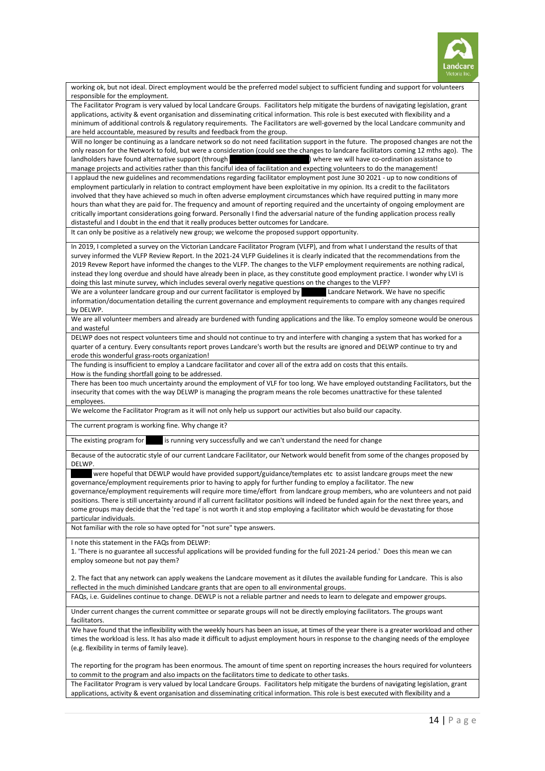| |
|---|
| working ok, but not ideal. Direct employment would be the preferred model subject to sufficient funding and support for volunteers responsible for the employment. |
| The Facilitator Program is very valued by local Landcare Groups. Facilitators help mitigate the burdens of navigating legislation, grant applications, activity & event organisation and disseminating critical information. This role is best executed with flexibility and a minimum of additional controls & regulatory requirements. The Facilitators are well-governed by the local Landcare community and are held accountable, measured by results and feedback from the group. |
| Will no longer be continuing as a landcare network so do not need facilitation support in the future. The proposed changes are not the only reason for the Network to fold, but were a consideration (could see the changes to landcare facilitators coming 12 mths ago). The landholders have found alternative support (through ) where we will have co-ordination assistance to manage projects and activities rather than this fanciful idea of facilitation and expecting volunteers to do the management! |
| I applaud the new guidelines and recommendations regarding facilitator employment post June 30 2021 - up to now conditions of employment particularly in relation to contract employment have been exploitative in my opinion. Its a credit to the facilitators involved that they have achieved so much in often adverse employment circumstances which have required putting in many more hours than what they are paid for. The frequency and amount of reporting required and the uncertainty of ongoing employment are critically important considerations going forward. Personally I find the adversarial nature of the funding application process really distasteful and I doubt in the end that it really produces better outcomes for Landcare. |
| It can only be positive as a relatively new group; we welcome the proposed support opportunity. |
| In 2019, I completed a survey on the Victorian Landcare Facilitator Program (VLFP), and from what I understand the results of that survey informed the VLFP Review Report. In the 2021-24 VLFP Guidelines it is clearly indicated that the recommendations from the 2019 Revew Report have informed the changes to the VLFP. The changes to the VLFP employment requirements are nothing radical, instead they long overdue and should have already been in place, as they constitute good employment practice. I wonder why LVI is doing this last minute survey, which includes several overly negative questions on the changes to the VLFP? |
| We are a volunteer landcare group and our current facilitator is employed by Landcare Network. We have no specific information/documentation detailing the current governance and employment requirements to compare with any changes required by DELWP. |
| We are all volunteer members and already are burdened with funding applications and the like. To employ someone would be onerous and wasteful |
| DELWP does not respect volunteers time and should not continue to try and interfere with changing a system that has worked for a quarter of a century. Every consultants report proves Landcare's worth but the results are ignored and DELWP continue to try and erode this wonderful grass-roots organization! |
| The funding is insufficient to employ a Landcare facilitator and cover all of the extra add on costs that this entails.<br>How is the funding shortfall going to be addressed. |
| There has been too much uncertainty around the employment of VLF for too long. We have employed outstanding Facilitators, but the insecurity that comes with the way DELWP is managing the program means the role becomes unattractive for these talented employees. |
| We welcome the Facilitator Program as it will not only help us support our activities but also build our capacity. |
| The current program is working fine. Why change it? |
| The existing program for is running very successfully and we can't understand the need for change |
| Because of the autocratic style of our current Landcare Facilitator, our Network would benefit from some of the changes proposed by DELWP. |
| were hopeful that DEWLP would have provided support/guidance/templates etc to assist landcare groups meet the new governance/employment requirements prior to having to apply for further funding to employ a facilitator. The new governance/employment requirements will require more time/effort from landcare group members, who are volunteers and not paid positions. There is still uncertainty around if all current facilitator positions will indeed be funded again for the next three years, and some groups may decide that the 'red tape' is not worth it and stop employing a facilitator which would be devastating for those particular individuals. |
| Not familiar with the role so have opted for "not sure" type answers. |
| I note this statement in the FAQs from DELWP:<br>1. 'There is no guarantee all successful applications will be provided funding for the full 2021-24 period.' Does this mean we can employ someone but not pay them?<br><br>2. The fact that any network can apply weakens the Landcare movement as it dilutes the available funding for Landcare. This is also reflected in the much diminished Landcare grants that are open to all environmental groups. |
| FAQs, i.e. Guidelines continue to change. DEWLP is not a reliable partner and needs to learn to delegate and empower groups. |
| Under current changes the current committee or separate groups will not be directly employing facilitators. The groups want facilitators. |
| We have found that the inflexibility with the weekly hours has been an issue, at times of the year there is a greater workload and other times the workload is less. It has also made it difficult to adjust employment hours in response to the changing needs of the employee (e.g. flexibility in terms of family leave).<br><br>The reporting for the program has been enormous. The amount of time spent on reporting increases the hours required for volunteers to commit to the program and also impacts on the facilitators time to dedicate to other tasks. |
| The Facilitator Program is very valued by local Landcare Groups. Facilitators help mitigate the burdens of navigating legislation, grant applications, activity & event organisation and disseminating critical information. This role is best executed with flexibility and a |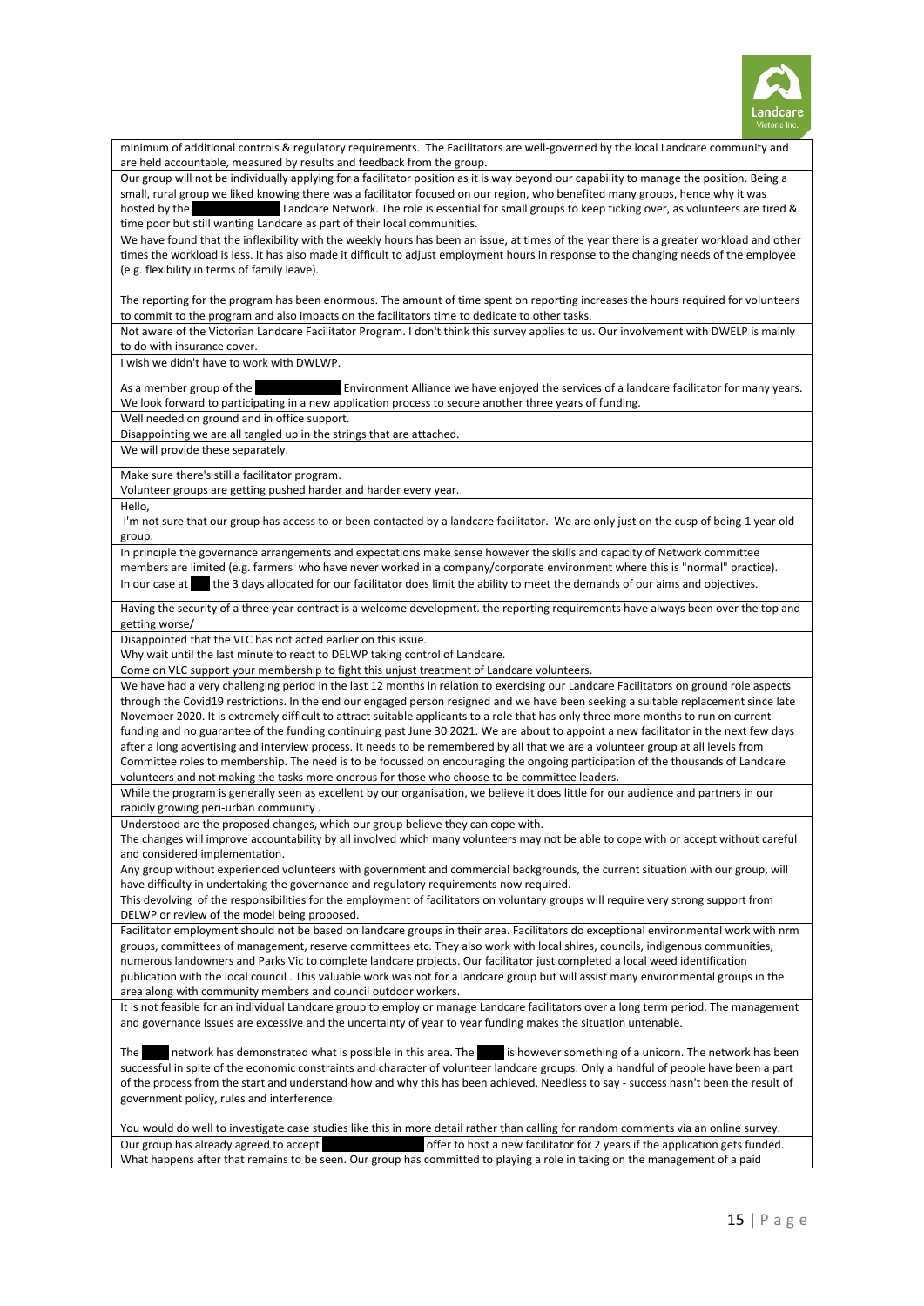| |
|---|
| minimum of additional controls & regulatory requirements. The Facilitators are well-governed by the local Landcare community and are held accountable, measured by results and feedback from the group. |
| Our group will not be individually applying for a facilitator position as it is way beyond our capability to manage the position. Being a small, rural group we liked knowing there was a facilitator focused on our region, who benefited many groups, hence why it was hosted by the Landcare Network. The role is essential for small groups to keep ticking over, as volunteers are tired & time poor but still wanting Landcare as part of their local communities. |
| We have found that the inflexibility with the weekly hours has been an issue, at times of the year there is a greater workload and other times the workload is less. It has also made it difficult to adjust employment hours in response to the changing needs of the employee (e.g. flexibility in terms of family leave).<br><br>The reporting for the program has been enormous. The amount of time spent on reporting increases the hours required for volunteers to commit to the program and also impacts on the facilitators time to dedicate to other tasks. |
| Not aware of the Victorian Landcare Facilitator Program. I don't think this survey applies to us. Our involvement with DWELP is mainly to do with insurance cover. |
| I wish we didn't have to work with DWLWP. |
| As a member group of the Environment Alliance we have enjoyed the services of a landcare facilitator for many years. We look forward to participating in a new application process to secure another three years of funding. |
| Well needed on ground and in office support.<br>Disappointing we are all tangled up in the strings that are attached. |
| We will provide these separately. |
| Make sure there's still a facilitator program.<br>Volunteer groups are getting pushed harder and harder every year. |
| Hello,<br>I'm not sure that our group has access to or been contacted by a landcare facilitator. We are only just on the cusp of being 1 year old group. |
| In principle the governance arrangements and expectations make sense however the skills and capacity of Network committee members are limited (e.g. farmers who have never worked in a company/corporate environment where this is "normal" practice). |
| In our case at the 3 days allocated for our facilitator does limit the ability to meet the demands of our aims and objectives. |
| Having the security of a three year contract is a welcome development. the reporting requirements have always been over the top and getting worse/ |
| Disappointed that the VLC has not acted earlier on this issue.<br>Why wait until the last minute to react to DELWP taking control of Landcare.<br>Come on VLC support your membership to fight this unjust treatment of Landcare volunteers. |
| We have had a very challenging period in the last 12 months in relation to exercising our Landcare Facilitators on ground role aspects through the Covid19 restrictions. In the end our engaged person resigned and we have been seeking a suitable replacement since late November 2020. It is extremely difficult to attract suitable applicants to a role that has only three more months to run on current funding and no guarantee of the funding continuing past June 30 2021. We are about to appoint a new facilitator in the next few days after a long advertising and interview process. It needs to be remembered by all that we are a volunteer group at all levels from Committee roles to membership. The need is to be focussed on encouraging the ongoing participation of the thousands of Landcare volunteers and not making the tasks more onerous for those who choose to be committee leaders. |
| While the program is generally seen as excellent by our organisation, we believe it does little for our audience and partners in our rapidly growing peri-urban community . |
| Understood are the proposed changes, which our group believe they can cope with.<br>The changes will improve accountability by all involved which many volunteers may not be able to cope with or accept without careful and considered implementation.<br>Any group without experienced volunteers with government and commercial backgrounds, the current situation with our group, will have difficulty in undertaking the governance and regulatory requirements now required.<br>This devolving of the responsibilities for the employment of facilitators on voluntary groups will require very strong support from DELWP or review of the model being proposed. |
| Facilitator employment should not be based on landcare groups in their area. Facilitators do exceptional environmental work with nrm groups, committees of management, reserve committees etc. They also work with local shires, councils, indigenous communities, numerous landowners and Parks Vic to complete landcare projects. Our facilitator just completed a local weed identification publication with the local council . This valuable work was not for a landcare group but will assist many environmental groups in the area along with community members and council outdoor workers. |
| It is not feasible for an individual Landcare group to employ or manage Landcare facilitators over a long term period. The management and governance issues are excessive and the uncertainty of year to year funding makes the situation untenable.<br><br>The network has demonstrated what is possible in this area. The is however something of a unicorn. The network has been successful in spite of the economic constraints and character of volunteer landcare groups. Only a handful of people have been a part of the process from the start and understand how and why this has been achieved. Needless to say - success hasn't been the result of government policy, rules and interference.<br><br>You would do well to investigate case studies like this in more detail rather than calling for random comments via an online survey. |
| Our group has already agreed to accept offer to host a new facilitator for 2 years if the application gets funded. What happens after that remains to be seen. Our group has committed to playing a role in taking on the management of a paid |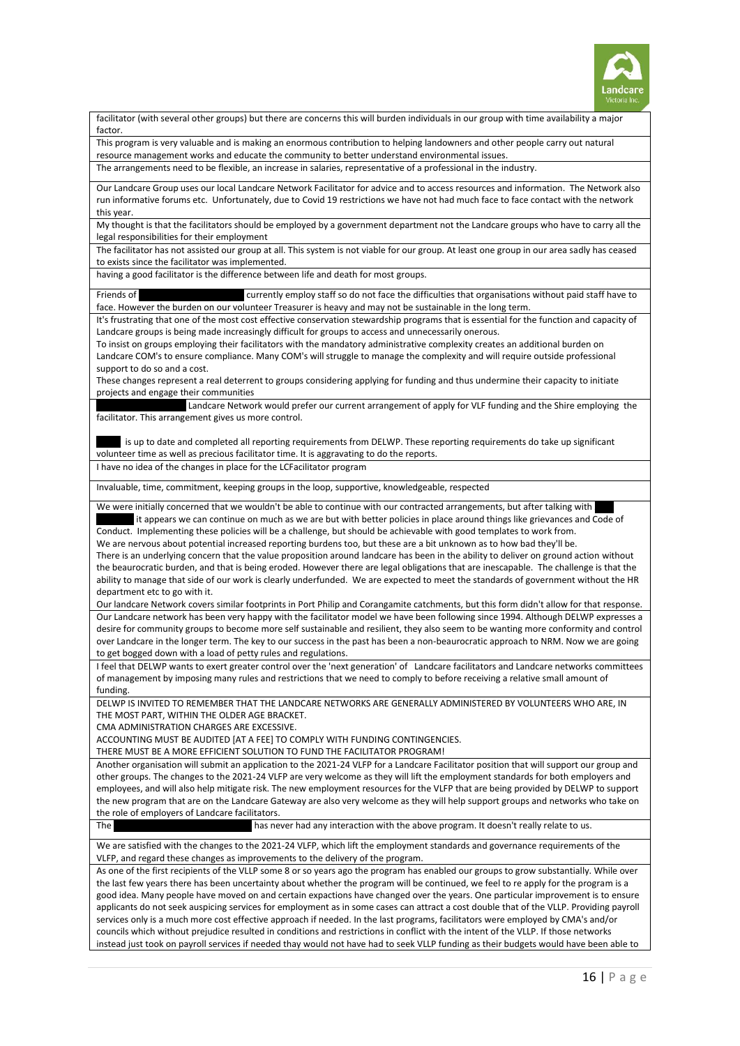| |
|---|
| facilitator (with several other groups) but there are concerns this will burden individuals in our group with time availability a major factor. |
| This program is very valuable and is making an enormous contribution to helping landowners and other people carry out natural resource management works and educate the community to better understand environmental issues. |
| The arrangements need to be flexible, an increase in salaries, representative of a professional in the industry. |
| Our Landcare Group uses our local Landcare Network Facilitator for advice and to access resources and information. The Network also run informative forums etc. Unfortunately, due to Covid 19 restrictions we have not had much face to face contact with the network this year. |
| My thought is that the facilitators should be employed by a government department not the Landcare groups who have to carry all the legal responsibilities for their employment |
| The facilitator has not assisted our group at all. This system is not viable for our group. At least one group in our area sadly has ceased to exists since the facilitator was implemented. |
| having a good facilitator is the difference between life and death for most groups. |
| Friends of [redacted] currently employ staff so do not face the difficulties that organisations without paid staff have to face. However the burden on our volunteer Treasurer is heavy and may not be sustainable in the long term. |
| It's frustrating that one of the most cost effective conservation stewardship programs that is essential for the function and capacity of Landcare groups is being made increasingly difficult for groups to access and unnecessarily onerous.<br>To insist on groups employing their facilitators with the mandatory administrative complexity creates an additional burden on Landcare COM's to ensure compliance. Many COM's will struggle to manage the complexity and will require outside professional support to do so and a cost.<br>These changes represent a real deterrent to groups considering applying for funding and thus undermine their capacity to initiate projects and engage their communities |
| [redacted] Landcare Network would prefer our current arrangement of apply for VLF funding and the Shire employing the facilitator. This arrangement gives us more control.<br><br>[redacted] is up to date and completed all reporting requirements from DELWP. These reporting requirements do take up significant volunteer time as well as precious facilitator time. It is aggravating to do the reports. |
| I have no idea of the changes in place for the LCFacilitator program |
| Invaluable, time, commitment, keeping groups in the loop, supportive, knowledgeable, respected |
| We were initially concerned that we wouldn't be able to continue with our contracted arrangements, but after talking with [redacted] it appears we can continue on much as we are but with better policies in place around things like grievances and Code of Conduct. Implementing these policies will be a challenge, but should be achievable with good templates to work from.<br>We are nervous about potential increased reporting burdens too, but these are a bit unknown as to how bad they'll be.<br>There is an underlying concern that the value proposition around landcare has been in the ability to deliver on ground action without the beaurocratic burden, and that is being eroded. However there are legal obligations that are inescapable. The challenge is that the ability to manage that side of our work is clearly underfunded. We are expected to meet the standards of government without the HR department etc to go with it.<br>Our landcare Network covers similar footprints in Port Philip and Corangamite catchments, but this form didn't allow for that response. |
| Our Landcare network has been very happy with the facilitator model we have been following since 1994. Although DELWP expresses a desire for community groups to become more self sustainable and resilient, they also seem to be wanting more conformity and control over Landcare in the longer term. The key to our success in the past has been a non-beaurocratic approach to NRM. Now we are going to get bogged down with a load of petty rules and regulations. |
| I feel that DELWP wants to exert greater control over the 'next generation' of Landcare facilitators and Landcare networks committees of management by imposing many rules and restrictions that we need to comply to before receiving a relative small amount of funding. |
| DELWP IS INVITED TO REMEMBER THAT THE LANDCARE NETWORKS ARE GENERALLY ADMINISTERED BY VOLUNTEERS WHO ARE, IN THE MOST PART, WITHIN THE OLDER AGE BRACKET.<br>CMA ADMINISTRATION CHARGES ARE EXCESSIVE.<br>ACCOUNTING MUST BE AUDITED [AT A FEE] TO COMPLY WITH FUNDING CONTINGENCIES.<br>THERE MUST BE A MORE EFFICIENT SOLUTION TO FUND THE FACILITATOR PROGRAM! |
| Another organisation will submit an application to the 2021-24 VLFP for a Landcare Facilitator position that will support our group and other groups. The changes to the 2021-24 VLFP are very welcome as they will lift the employment standards for both employers and employees, and will also help mitigate risk. The new employment resources for the VLFP that are being provided by DELWP to support the new program that are on the Landcare Gateway are also very welcome as they will help support groups and networks who take on the role of employers of Landcare facilitators. |
| The [redacted] has never had any interaction with the above program. It doesn't really relate to us. |
| We are satisfied with the changes to the 2021-24 VLFP, which lift the employment standards and governance requirements of the VLFP, and regard these changes as improvements to the delivery of the program. |
| As one of the first recipients of the VLLP some 8 or so years ago the program has enabled our groups to grow substantially. While over the last few years there has been uncertainty about whether the program will be continued, we feel to re apply for the program is a good idea. Many people have moved on and certain expactions have changed over the years. One particular improvement is to ensure applicants do not seek auspicing services for employment as in some cases can attract a cost double that of the VLLP. Providing payroll services only is a much more cost effective approach if needed. In the last programs, facilitators were employed by CMA's and/or councils which without prejudice resulted in conditions and restrictions in conflict with the intent of the VLLP. If those networks instead just took on payroll services if needed thay would not have had to seek VLLP funding as their budgets would have been able to |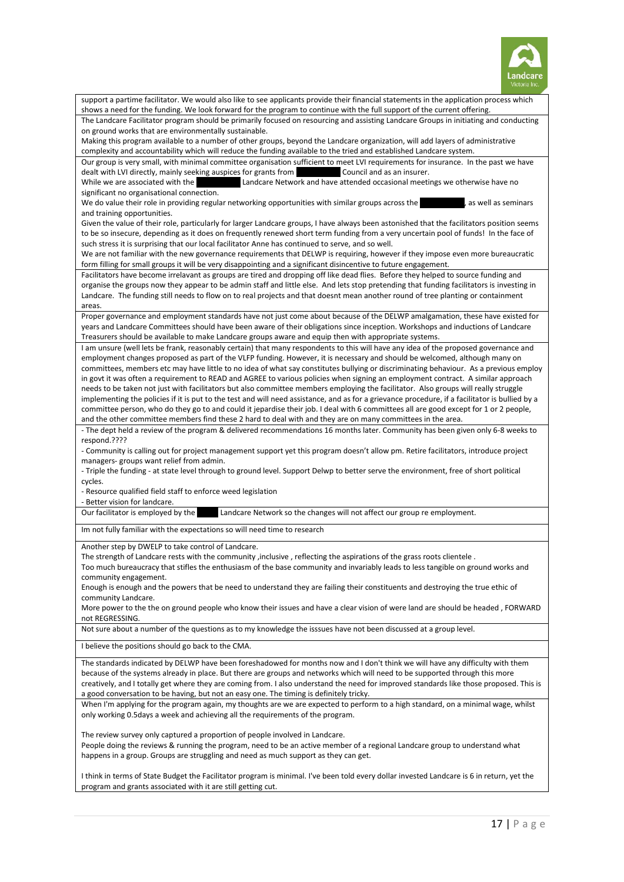| |
|---|
| support a partime facilitator. We would also like to see applicants provide their financial statements in the application process which shows a need for the funding. We look forward for the program to continue with the full support of the current offering. |
| The Landcare Facilitator program should be primarily focused on resourcing and assisting Landcare Groups in initiating and conducting on ground works that are environmentally sustainable.<br>Making this program available to a number of other groups, beyond the Landcare organization, will add layers of administrative complexity and accountability which will reduce the funding available to the tried and established Landcare system. |
| Our group is very small, with minimal committee organisation sufficient to meet LVI requirements for insurance. In the past we have dealt with LVI directly, mainly seeking auspices for grants from Council and as an insurer.<br>While we are associated with the Landcare Network and have attended occasional meetings we otherwise have no significant no organisational connection.<br>We do value their role in providing regular networking opportunities with similar groups across the , as well as seminars and training opportunities.<br>Given the value of their role, particularly for larger Landcare groups, I have always been astonished that the facilitators position seems to be so insecure, depending as it does on frequently renewed short term funding from a very uncertain pool of funds! In the face of such stress it is surprising that our local facilitator Anne has continued to serve, and so well.<br>We are not familiar with the new governance requirements that DELWP is requiring, however if they impose even more bureaucratic form filling for small groups it will be very disappointing and a significant disincentive to future engagement. |
| Facilitators have become irrelavant as groups are tired and dropping off like dead flies. Before they helped to source funding and organise the groups now they appear to be admin staff and little else. And lets stop pretending that funding facilitators is investing in Landcare. The funding still needs to flow on to real projects and that doesnt mean another round of tree planting or containment areas. |
| Proper governance and employment standards have not just come about because of the DELWP amalgamation, these have existed for years and Landcare Committees should have been aware of their obligations since inception. Workshops and inductions of Landcare Treasurers should be available to make Landcare groups aware and equip then with appropriate systems. |
| I am unsure (well lets be frank, reasonably certain) that many respondents to this will have any idea of the proposed governance and employment changes proposed as part of the VLFP funding. However, it is necessary and should be welcomed, although many on committees, members etc may have little to no idea of what say constitutes bullying or discriminating behaviour. As a previous employ in govt it was often a requirement to READ and AGREE to various policies when signing an employment contract. A similar approach needs to be taken not just with facilitators but also committee members employing the facilitator. Also groups will really struggle implementing the policies if it is put to the test and will need assistance, and as for a grievance procedure, if a facilitator is bullied by a committee person, who do they go to and could it jepardise their job. I deal with 6 committees all are good except for 1 or 2 people, and the other committee members find these 2 hard to deal with and they are on many committees in the area. |
| - The dept held a review of the program & delivered recommendations 16 months later. Community has been given only 6-8 weeks to respond.????<br>- Community is calling out for project management support yet this program doesn't allow pm. Retire facilitators, introduce project managers- groups want relief from admin.<br>- Triple the funding - at state level through to ground level. Support Delwp to better serve the environment, free of short political cycles.<br>- Resource qualified field staff to enforce weed legislation<br>- Better vision for landcare. |
| Our facilitator is employed by the Landcare Network so the changes will not affect our group re employment. |
| Im not fully familiar with the expectations so will need time to research |
| Another step by DWELP to take control of Landcare.<br>The strength of Landcare rests with the community ,inclusive , reflecting the aspirations of the grass roots clientele .<br>Too much bureaucracy that stifles the enthusiasm of the base community and invariably leads to less tangible on ground works and community engagement.<br>Enough is enough and the powers that be need to understand they are failing their constituents and destroying the true ethic of community Landcare.<br>More power to the the on ground people who know their issues and have a clear vision of were land are should be headed , FORWARD not REGRESSING. |
| Not sure about a number of the questions as to my knowledge the isssues have not been discussed at a group level. |
| I believe the positions should go back to the CMA. |
| The standards indicated by DELWP have been foreshadowed for months now and I don't think we will have any difficulty with them because of the systems already in place. But there are groups and networks which will need to be supported through this more creatively, and I totally get where they are coming from. I also understand the need for improved standards like those proposed. This is a good conversation to be having, but not an easy one. The timing is definitely tricky. |
| When I'm applying for the program again, my thoughts are we are expected to perform to a high standard, on a minimal wage, whilst only working 0.5days a week and achieving all the requirements of the program.<br><br>The review survey only captured a proportion of people involved in Landcare.<br>People doing the reviews & running the program, need to be an active member of a regional Landcare group to understand what happens in a group. Groups are struggling and need as much support as they can get.<br><br>I think in terms of State Budget the Facilitator program is minimal. I've been told every dollar invested Landcare is 6 in return, yet the program and grants associated with it are still getting cut. |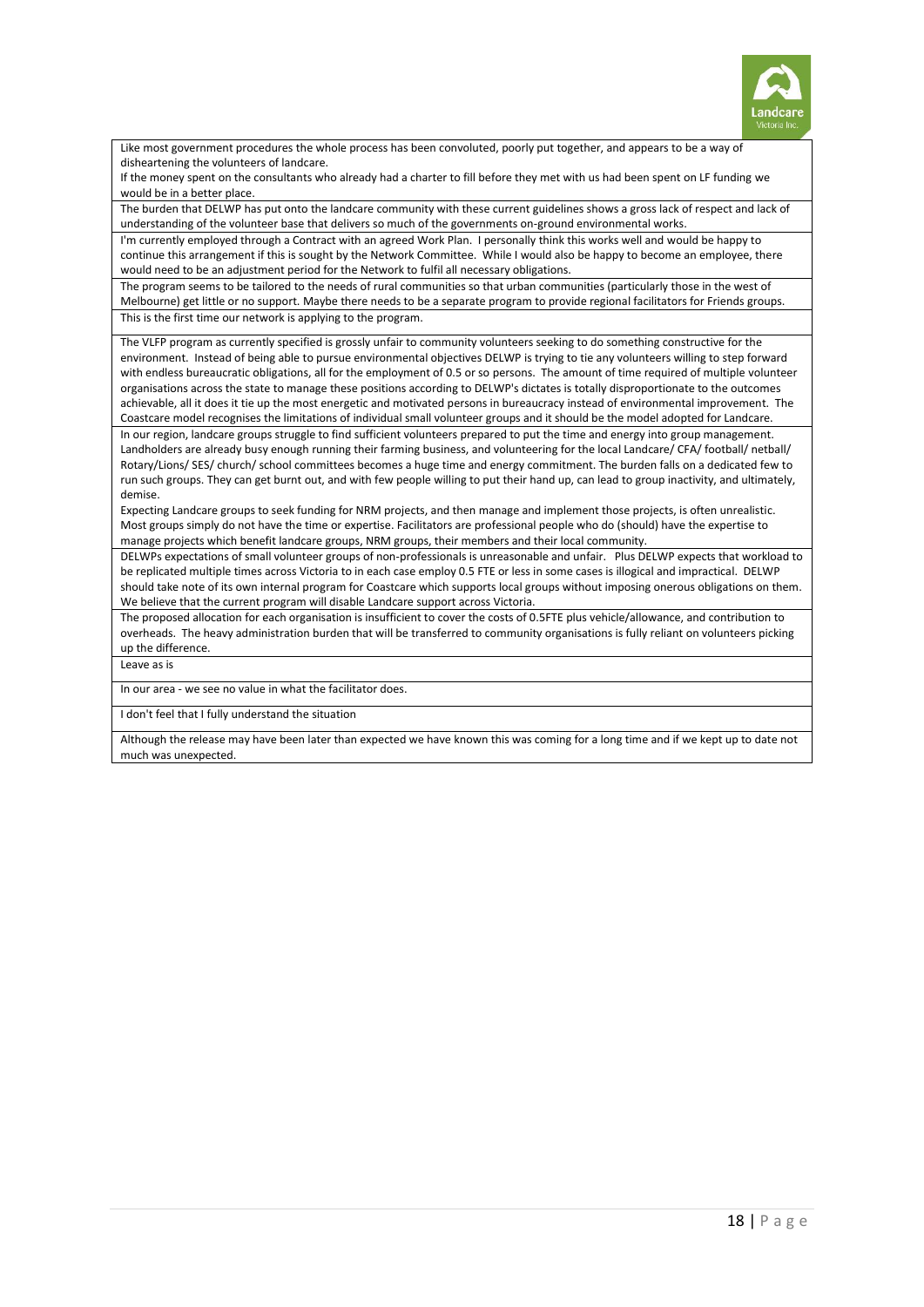| |
|---|
| Like most government procedures the whole process has been convoluted, poorly put together, and appears to be a way of disheartening the volunteers of landcare.<br>If the money spent on the consultants who already had a charter to fill before they met with us had been spent on LF funding we would be in a better place. |
| The burden that DELWP has put onto the landcare community with these current guidelines shows a gross lack of respect and lack of understanding of the volunteer base that delivers so much of the governments on-ground environmental works. |
| I'm currently employed through a Contract with an agreed Work Plan. I personally think this works well and would be happy to continue this arrangement if this is sought by the Network Committee. While I would also be happy to become an employee, there would need to be an adjustment period for the Network to fulfil all necessary obligations. |
| The program seems to be tailored to the needs of rural communities so that urban communities (particularly those in the west of Melbourne) get little or no support. Maybe there needs to be a separate program to provide regional facilitators for Friends groups. |
| This is the first time our network is applying to the program. |
| The VLFP program as currently specified is grossly unfair to community volunteers seeking to do something constructive for the environment. Instead of being able to pursue environmental objectives DELWP is trying to tie any volunteers willing to step forward with endless bureaucratic obligations, all for the employment of 0.5 or so persons. The amount of time required of multiple volunteer organisations across the state to manage these positions according to DELWP's dictates is totally disproportionate to the outcomes achievable, all it does it tie up the most energetic and motivated persons in bureaucracy instead of environmental improvement. The Coastcare model recognises the limitations of individual small volunteer groups and it should be the model adopted for Landcare. |
| In our region, landcare groups struggle to find sufficient volunteers prepared to put the time and energy into group management. Landholders are already busy enough running their farming business, and volunteering for the local Landcare/ CFA/ football/ netball/ Rotary/Lions/ SES/ church/ school committees becomes a huge time and energy commitment. The burden falls on a dedicated few to run such groups. They can get burnt out, and with few people willing to put their hand up, can lead to group inactivity, and ultimately, demise.<br>Expecting Landcare groups to seek funding for NRM projects, and then manage and implement those projects, is often unrealistic. Most groups simply do not have the time or expertise. Facilitators are professional people who do (should) have the expertise to manage projects which benefit landcare groups, NRM groups, their members and their local community. |
| DELWPs expectations of small volunteer groups of non-professionals is unreasonable and unfair. Plus DELWP expects that workload to be replicated multiple times across Victoria to in each case employ 0.5 FTE or less in some cases is illogical and impractical. DELWP should take note of its own internal program for Coastcare which supports local groups without imposing onerous obligations on them. We believe that the current program will disable Landcare support across Victoria. |
| The proposed allocation for each organisation is insufficient to cover the costs of 0.5FTE plus vehicle/allowance, and contribution to overheads. The heavy administration burden that will be transferred to community organisations is fully reliant on volunteers picking up the difference. |
| Leave as is |
| In our area - we see no value in what the facilitator does. |
| I don't feel that I fully understand the situation |
| Although the release may have been later than expected we have known this was coming for a long time and if we kept up to date not much was unexpected. |